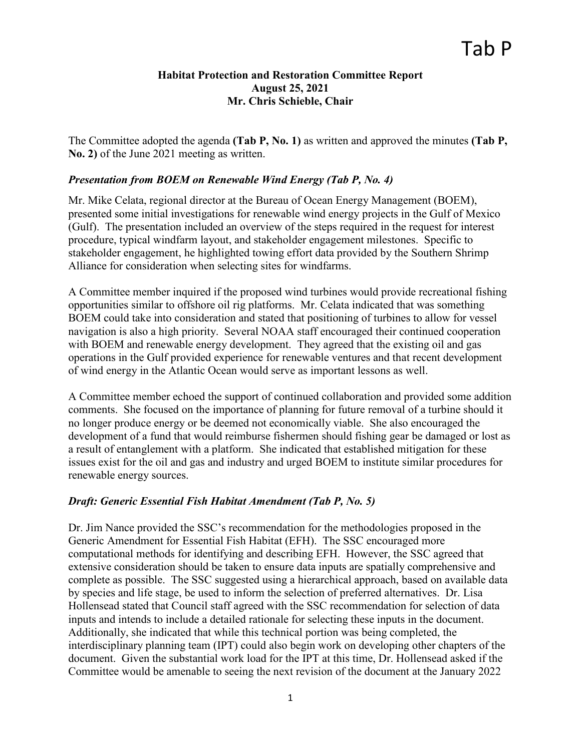# Tab P

**Habitat Protection and Restoration Committee Report**
**August 25, 2021**
**Mr. Chris Schieble, Chair**

The Committee adopted the agenda **(Tab P, No. 1)** as written and approved the minutes **(Tab P, No. 2)** of the June 2021 meeting as written.

### *Presentation from BOEM on Renewable Wind Energy (Tab P, No. 4)*

Mr. Mike Celata, regional director at the Bureau of Ocean Energy Management (BOEM), presented some initial investigations for renewable wind energy projects in the Gulf of Mexico (Gulf). The presentation included an overview of the steps required in the request for interest procedure, typical windfarm layout, and stakeholder engagement milestones. Specific to stakeholder engagement, he highlighted towing effort data provided by the Southern Shrimp Alliance for consideration when selecting sites for windfarms.

A Committee member inquired if the proposed wind turbines would provide recreational fishing opportunities similar to offshore oil rig platforms. Mr. Celata indicated that was something BOEM could take into consideration and stated that positioning of turbines to allow for vessel navigation is also a high priority. Several NOAA staff encouraged their continued cooperation with BOEM and renewable energy development. They agreed that the existing oil and gas operations in the Gulf provided experience for renewable ventures and that recent development of wind energy in the Atlantic Ocean would serve as important lessons as well.

A Committee member echoed the support of continued collaboration and provided some addition comments. She focused on the importance of planning for future removal of a turbine should it no longer produce energy or be deemed not economically viable. She also encouraged the development of a fund that would reimburse fishermen should fishing gear be damaged or lost as a result of entanglement with a platform. She indicated that established mitigation for these issues exist for the oil and gas and industry and urged BOEM to institute similar procedures for renewable energy sources.

### *Draft: Generic Essential Fish Habitat Amendment (Tab P, No. 5)*

Dr. Jim Nance provided the SSC's recommendation for the methodologies proposed in the Generic Amendment for Essential Fish Habitat (EFH). The SSC encouraged more computational methods for identifying and describing EFH. However, the SSC agreed that extensive consideration should be taken to ensure data inputs are spatially comprehensive and complete as possible. The SSC suggested using a hierarchical approach, based on available data by species and life stage, be used to inform the selection of preferred alternatives. Dr. Lisa Hollensead stated that Council staff agreed with the SSC recommendation for selection of data inputs and intends to include a detailed rationale for selecting these inputs in the document. Additionally, she indicated that while this technical portion was being completed, the interdisciplinary planning team (IPT) could also begin work on developing other chapters of the document. Given the substantial work load for the IPT at this time, Dr. Hollensead asked if the Committee would be amenable to seeing the next revision of the document at the January 2022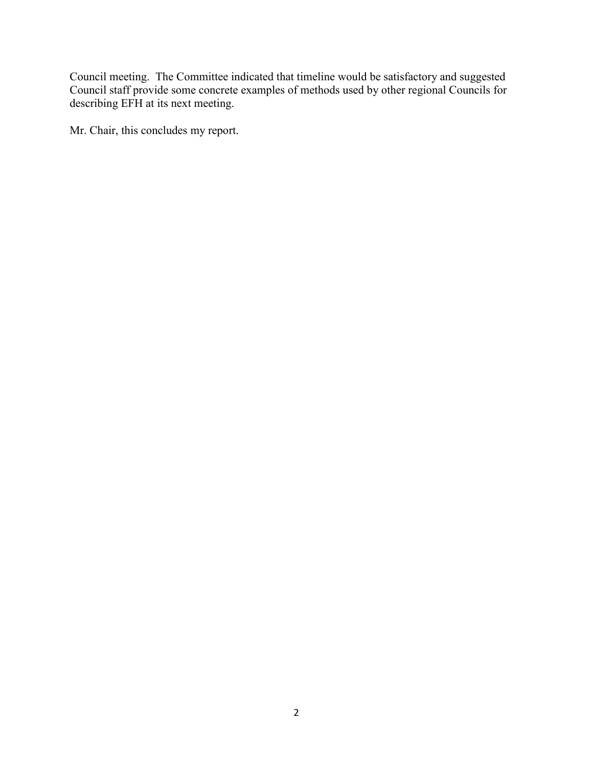Council meeting. The Committee indicated that timeline would be satisfactory and suggested Council staff provide some concrete examples of methods used by other regional Councils for describing EFH at its next meeting.

Mr. Chair, this concludes my report.